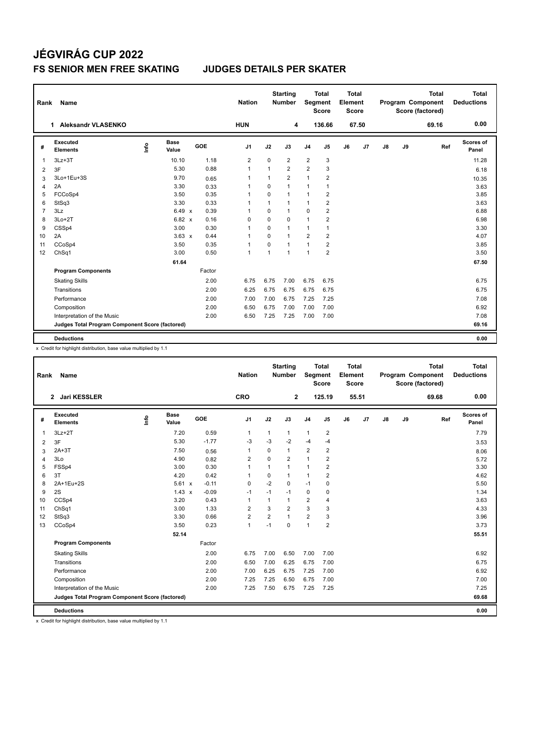# JÉGVIRÁG CUP 2022

## FS SENIOR MEN FREE SKATING JUDGES DETAILS PER SKATER

| Rank | Name | Nation | Starting Number | Total Segment Score | Total Element Score | Total Program Component Score (factored) | Total Deductions |
|---|---|---|---|---|---|---|---|
| 1 | Aleksandr VLASENKO | HUN | 4 | 136.66 | 67.50 | 69.16 | 0.00 |

| # | Executed Elements | Info | Base Value | | GOE | J1 | J2 | J3 | J4 | J5 | J6 | J7 | J8 | J9 | Ref | Scores of Panel |
|---|---|---|---|---|---|---|---|---|---|---|---|---|---|---|---|---|
| 1 | 3Lz+3T | | 10.10 | | 1.18 | 2 | 0 | 2 | 2 | 3 | | | | | | 11.28 |
| 2 | 3F | | 5.30 | | 0.88 | 1 | 1 | 2 | 2 | 3 | | | | | | 6.18 |
| 3 | 3Lo+1Eu+3S | | 9.70 | | 0.65 | 1 | 1 | 2 | 1 | 2 | | | | | | 10.35 |
| 4 | 2A | | 3.30 | | 0.33 | 1 | 0 | 1 | 1 | 1 | | | | | | 3.63 |
| 5 | FCCoSp4 | | 3.50 | | 0.35 | 1 | 0 | 1 | 1 | 2 | | | | | | 3.85 |
| 6 | StSq3 | | 3.30 | | 0.33 | 1 | 1 | 1 | 1 | 2 | | | | | | 3.63 |
| 7 | 3Lz | | 6.49 | x | 0.39 | 1 | 0 | 1 | 0 | 2 | | | | | | 6.88 |
| 8 | 3Lo+2T | | 6.82 | x | 0.16 | 0 | 0 | 0 | 1 | 2 | | | | | | 6.98 |
| 9 | CSSp4 | | 3.00 | | 0.30 | 1 | 0 | 1 | 1 | 1 | | | | | | 3.30 |
| 10 | 2A | | 3.63 | x | 0.44 | 1 | 0 | 1 | 2 | 2 | | | | | | 4.07 |
| 11 | CCoSp4 | | 3.50 | | 0.35 | 1 | 0 | 1 | 1 | 2 | | | | | | 3.85 |
| 12 | ChSq1 | | 3.00 | | 0.50 | 1 | 1 | 1 | 1 | 2 | | | | | | 3.50 |
| | | | 61.64 | | | | | | | | | | | | | 67.50 |
| | **Program Components** | | | | Factor | | | | | | | | | | | |
| | Skating Skills | | | | 2.00 | 6.75 | 6.75 | 7.00 | 6.75 | 6.75 | | | | | | 6.75 |
| | Transitions | | | | 2.00 | 6.25 | 6.75 | 6.75 | 6.75 | 6.75 | | | | | | 6.75 |
| | Performance | | | | 2.00 | 7.00 | 7.00 | 6.75 | 7.25 | 7.25 | | | | | | 7.08 |
| | Composition | | | | 2.00 | 6.50 | 6.75 | 7.00 | 7.00 | 7.00 | | | | | | 6.92 |
| | Interpretation of the Music | | | | 2.00 | 6.50 | 7.25 | 7.25 | 7.00 | 7.00 | | | | | | 7.08 |
| | **Judges Total Program Component Score (factored)** | | | | | | | | | | | | | | | 69.16 |
| | **Deductions** | | | | | | | | | | | | | | | 0.00 |

x Credit for highlight distribution, base value multiplied by 1.1

| Rank | Name | Nation | Starting Number | Total Segment Score | Total Element Score | Total Program Component Score (factored) | Total Deductions |
|---|---|---|---|---|---|---|---|
| 2 | Jari KESSLER | CRO | 2 | 125.19 | 55.51 | 69.68 | 0.00 |

| # | Executed Elements | Info | Base Value | | GOE | J1 | J2 | J3 | J4 | J5 | J6 | J7 | J8 | J9 | Ref | Scores of Panel |
|---|---|---|---|---|---|---|---|---|---|---|---|---|---|---|---|---|
| 1 | 3Lz+2T | | 7.20 | | 0.59 | 1 | 1 | 1 | 1 | 2 | | | | | | 7.79 |
| 2 | 3F | | 5.30 | | -1.77 | -3 | -3 | -2 | -4 | -4 | | | | | | 3.53 |
| 3 | 2A+3T | | 7.50 | | 0.56 | 1 | 0 | 1 | 2 | 2 | | | | | | 8.06 |
| 4 | 3Lo | | 4.90 | | 0.82 | 2 | 0 | 2 | 1 | 2 | | | | | | 5.72 |
| 5 | FSSp4 | | 3.00 | | 0.30 | 1 | 1 | 1 | 1 | 2 | | | | | | 3.30 |
| 6 | 3T | | 4.20 | | 0.42 | 1 | 0 | 1 | 1 | 2 | | | | | | 4.62 |
| 8 | 2A+1Eu+2S | | 5.61 | x | -0.11 | 0 | -2 | 0 | -1 | 0 | | | | | | 5.50 |
| 9 | 2S | | 1.43 | x | -0.09 | -1 | -1 | -1 | 0 | 0 | | | | | | 1.34 |
| 10 | CCSp4 | | 3.20 | | 0.43 | 1 | 1 | 1 | 2 | 4 | | | | | | 3.63 |
| 11 | ChSq1 | | 3.00 | | 1.33 | 2 | 3 | 2 | 3 | 3 | | | | | | 4.33 |
| 12 | StSq3 | | 3.30 | | 0.66 | 2 | 2 | 1 | 2 | 3 | | | | | | 3.96 |
| 13 | CCoSp4 | | 3.50 | | 0.23 | 1 | -1 | 0 | 1 | 2 | | | | | | 3.73 |
| | | | 52.14 | | | | | | | | | | | | | 55.51 |
| | **Program Components** | | | | Factor | | | | | | | | | | | |
| | Skating Skills | | | | 2.00 | 6.75 | 7.00 | 6.50 | 7.00 | 7.00 | | | | | | 6.92 |
| | Transitions | | | | 2.00 | 6.50 | 7.00 | 6.25 | 6.75 | 7.00 | | | | | | 6.75 |
| | Performance | | | | 2.00 | 7.00 | 6.25 | 6.75 | 7.25 | 7.00 | | | | | | 6.92 |
| | Composition | | | | 2.00 | 7.25 | 7.25 | 6.50 | 6.75 | 7.00 | | | | | | 7.00 |
| | Interpretation of the Music | | | | 2.00 | 7.25 | 7.50 | 6.75 | 7.25 | 7.25 | | | | | | 7.25 |
| | **Judges Total Program Component Score (factored)** | | | | | | | | | | | | | | | 69.68 |
| | **Deductions** | | | | | | | | | | | | | | | 0.00 |

x Credit for highlight distribution, base value multiplied by 1.1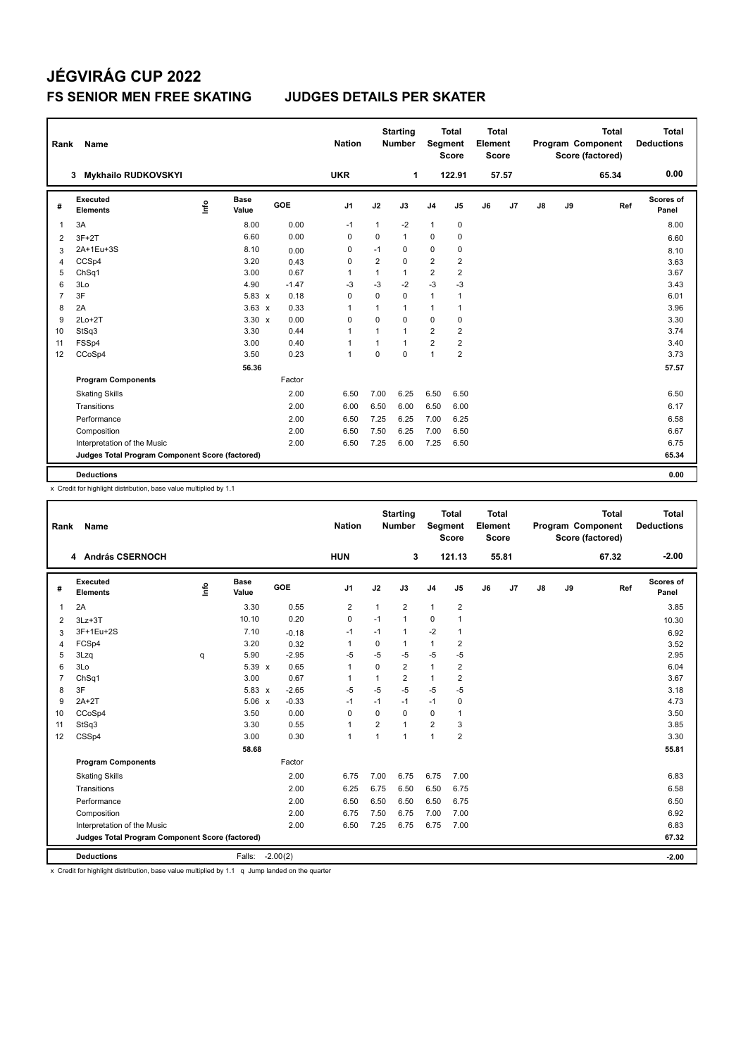# JÉGVIRÁG CUP 2022

## FS SENIOR MEN FREE SKATING JUDGES DETAILS PER SKATER

| Rank | Name | Nation | Starting Number | Total Segment Score | Total Element Score | Total Program Component Score (factored) | Total Deductions |
|---|---|---|---|---|---|---|---|
| 3 | Mykhailo RUDKOVSKYI | UKR | 1 | 122.91 | 57.57 | 65.34 | 0.00 |

| # | Executed Elements | Info | Base Value | | GOE | J1 | J2 | J3 | J4 | J5 | J6 | J7 | J8 | J9 | Ref | Scores of Panel |
|---|---|---|---|---|---|---|---|---|---|---|---|---|---|---|---|---|
| 1 | 3A | | 8.00 | | 0.00 | -1 | 1 | -2 | 1 | 0 | | | | | | 8.00 |
| 2 | 3F+2T | | 6.60 | | 0.00 | 0 | 0 | 1 | 0 | 0 | | | | | | 6.60 |
| 3 | 2A+1Eu+3S | | 8.10 | | 0.00 | 0 | -1 | 0 | 0 | 0 | | | | | | 8.10 |
| 4 | CCSp4 | | 3.20 | | 0.43 | 0 | 2 | 0 | 2 | 2 | | | | | | 3.63 |
| 5 | ChSq1 | | 3.00 | | 0.67 | 1 | 1 | 1 | 2 | 2 | | | | | | 3.67 |
| 6 | 3Lo | | 4.90 | | -1.47 | -3 | -3 | -2 | -3 | -3 | | | | | | 3.43 |
| 7 | 3F | | 5.83 | x | 0.18 | 0 | 0 | 0 | 1 | 1 | | | | | | 6.01 |
| 8 | 2A | | 3.63 | x | 0.33 | 1 | 1 | 1 | 1 | 1 | | | | | | 3.96 |
| 9 | 2Lo+2T | | 3.30 | x | 0.00 | 0 | 0 | 0 | 0 | 0 | | | | | | 3.30 |
| 10 | StSq3 | | 3.30 | | 0.44 | 1 | 1 | 1 | 2 | 2 | | | | | | 3.74 |
| 11 | FSSp4 | | 3.00 | | 0.40 | 1 | 1 | 1 | 2 | 2 | | | | | | 3.40 |
| 12 | CCoSp4 | | 3.50 | | 0.23 | 1 | 0 | 0 | 1 | 2 | | | | | | 3.73 |
| | | | 56.36 | | | | | | | | | | | | | 57.57 |
| | **Program Components** | | | | Factor | | | | | | | | | | | |
| | Skating Skills | | | | 2.00 | 6.50 | 7.00 | 6.25 | 6.50 | 6.50 | | | | | | 6.50 |
| | Transitions | | | | 2.00 | 6.00 | 6.50 | 6.00 | 6.50 | 6.00 | | | | | | 6.17 |
| | Performance | | | | 2.00 | 6.50 | 7.25 | 6.25 | 7.00 | 6.25 | | | | | | 6.58 |
| | Composition | | | | 2.00 | 6.50 | 7.50 | 6.25 | 7.00 | 6.50 | | | | | | 6.67 |
| | Interpretation of the Music | | | | 2.00 | 6.50 | 7.25 | 6.00 | 7.25 | 6.50 | | | | | | 6.75 |
| | **Judges Total Program Component Score (factored)** | | | | | | | | | | | | | | | 65.34 |
| | **Deductions** | | | | | | | | | | | | | | | 0.00 |

x Credit for highlight distribution, base value multiplied by 1.1

| Rank | Name | Nation | Starting Number | Total Segment Score | Total Element Score | Total Program Component Score (factored) | Total Deductions |
|---|---|---|---|---|---|---|---|
| 4 | András CSERNOCH | HUN | 3 | 121.13 | 55.81 | 67.32 | -2.00 |

| # | Executed Elements | Info | Base Value | | GOE | J1 | J2 | J3 | J4 | J5 | J6 | J7 | J8 | J9 | Ref | Scores of Panel |
|---|---|---|---|---|---|---|---|---|---|---|---|---|---|---|---|---|
| 1 | 2A | | 3.30 | | 0.55 | 2 | 1 | 2 | 1 | 2 | | | | | | 3.85 |
| 2 | 3Lz+3T | | 10.10 | | 0.20 | 0 | -1 | 1 | 0 | 1 | | | | | | 10.30 |
| 3 | 3F+1Eu+2S | | 7.10 | | -0.18 | -1 | -1 | 1 | -2 | 1 | | | | | | 6.92 |
| 4 | FCSp4 | | 3.20 | | 0.32 | 1 | 0 | 1 | 1 | 2 | | | | | | 3.52 |
| 5 | 3Lzq | q | 5.90 | | -2.95 | -5 | -5 | -5 | -5 | -5 | | | | | | 2.95 |
| 6 | 3Lo | | 5.39 | x | 0.65 | 1 | 0 | 2 | 1 | 2 | | | | | | 6.04 |
| 7 | ChSq1 | | 3.00 | | 0.67 | 1 | 1 | 2 | 1 | 2 | | | | | | 3.67 |
| 8 | 3F | | 5.83 | x | -2.65 | -5 | -5 | -5 | -5 | -5 | | | | | | 3.18 |
| 9 | 2A+2T | | 5.06 | x | -0.33 | -1 | -1 | -1 | -1 | 0 | | | | | | 4.73 |
| 10 | CCoSp4 | | 3.50 | | 0.00 | 0 | 0 | 0 | 0 | 1 | | | | | | 3.50 |
| 11 | StSq3 | | 3.30 | | 0.55 | 1 | 2 | 1 | 2 | 3 | | | | | | 3.85 |
| 12 | CSSp4 | | 3.00 | | 0.30 | 1 | 1 | 1 | 1 | 2 | | | | | | 3.30 |
| | | | 58.68 | | | | | | | | | | | | | 55.81 |
| | **Program Components** | | | | Factor | | | | | | | | | | | |
| | Skating Skills | | | | 2.00 | 6.75 | 7.00 | 6.75 | 6.75 | 7.00 | | | | | | 6.83 |
| | Transitions | | | | 2.00 | 6.25 | 6.75 | 6.50 | 6.50 | 6.75 | | | | | | 6.58 |
| | Performance | | | | 2.00 | 6.50 | 6.50 | 6.50 | 6.50 | 6.75 | | | | | | 6.50 |
| | Composition | | | | 2.00 | 6.75 | 7.50 | 6.75 | 7.00 | 7.00 | | | | | | 6.92 |
| | Interpretation of the Music | | | | 2.00 | 6.50 | 7.25 | 6.75 | 6.75 | 7.00 | | | | | | 6.83 |
| | **Judges Total Program Component Score (factored)** | | | | | | | | | | | | | | | 67.32 |
| | **Deductions** | | Falls: | | -2.00(2) | | | | | | | | | | | -2.00 |

x Credit for highlight distribution, base value multiplied by 1.1 q Jump landed on the quarter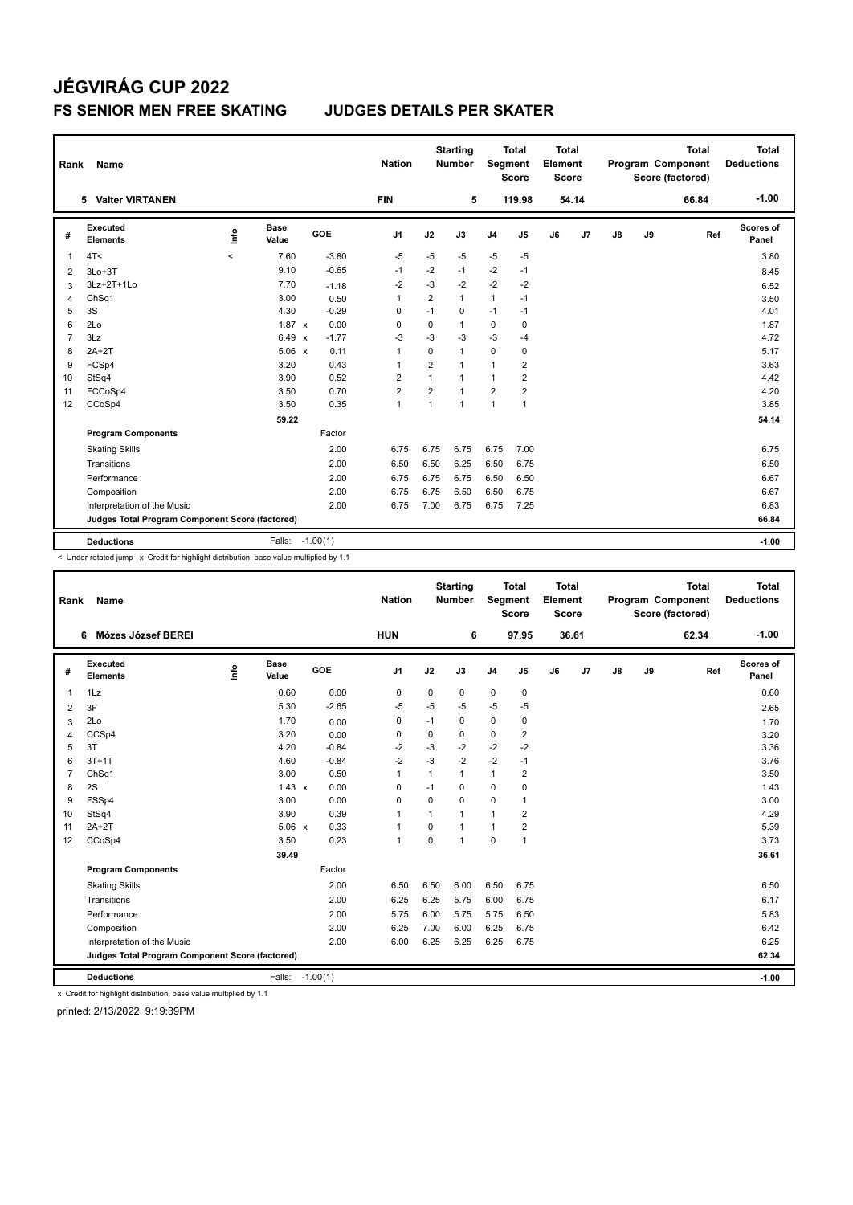# JÉGVIRÁG CUP 2022

## FS SENIOR MEN FREE SKATING JUDGES DETAILS PER SKATER

| Rank | Name | Nation | Starting Number | Total Segment Score | Total Element Score | Total Program Component Score (factored) | Total Deductions |
|---|---|---|---|---|---|---|---|
| 5 | Valter VIRTANEN | FIN | 5 | 119.98 | 54.14 | 66.84 | -1.00 |

| # | Executed Elements | Info | Base Value | | GOE | J1 | J2 | J3 | J4 | J5 | J6 | J7 | J8 | J9 | Ref | Scores of Panel |
|---|---|---|---|---|---|---|---|---|---|---|---|---|---|---|---|---|
| 1 | 4T< | < | 7.60 | | -3.80 | -5 | -5 | -5 | -5 | -5 | | | | | | 3.80 |
| 2 | 3Lo+3T | | 9.10 | | -0.65 | -1 | -2 | -1 | -2 | -1 | | | | | | 8.45 |
| 3 | 3Lz+2T+1Lo | | 7.70 | | -1.18 | -2 | -3 | -2 | -2 | -2 | | | | | | 6.52 |
| 4 | ChSq1 | | 3.00 | | 0.50 | 1 | 2 | 1 | 1 | -1 | | | | | | 3.50 |
| 5 | 3S | | 4.30 | | -0.29 | 0 | -1 | 0 | -1 | -1 | | | | | | 4.01 |
| 6 | 2Lo | | 1.87 | x | 0.00 | 0 | 0 | 1 | 0 | 0 | | | | | | 1.87 |
| 7 | 3Lz | | 6.49 | x | -1.77 | -3 | -3 | -3 | -3 | -4 | | | | | | 4.72 |
| 8 | 2A+2T | | 5.06 | x | 0.11 | 1 | 0 | 1 | 0 | 0 | | | | | | 5.17 |
| 9 | FCSp4 | | 3.20 | | 0.43 | 1 | 2 | 1 | 1 | 2 | | | | | | 3.63 |
| 10 | StSq4 | | 3.90 | | 0.52 | 2 | 1 | 1 | 1 | 2 | | | | | | 4.42 |
| 11 | FCCoSp4 | | 3.50 | | 0.70 | 2 | 2 | 1 | 2 | 2 | | | | | | 4.20 |
| 12 | CCoSp4 | | 3.50 | | 0.35 | 1 | 1 | 1 | 1 | 1 | | | | | | 3.85 |
| | | | 59.22 | | | | | | | | | | | | | 54.14 |
| | **Program Components** | | | | Factor | | | | | | | | | | | |
| | Skating Skills | | | | 2.00 | 6.75 | 6.75 | 6.75 | 6.75 | 7.00 | | | | | | 6.75 |
| | Transitions | | | | 2.00 | 6.50 | 6.50 | 6.25 | 6.50 | 6.75 | | | | | | 6.50 |
| | Performance | | | | 2.00 | 6.75 | 6.75 | 6.75 | 6.50 | 6.50 | | | | | | 6.67 |
| | Composition | | | | 2.00 | 6.75 | 6.75 | 6.50 | 6.50 | 6.75 | | | | | | 6.67 |
| | Interpretation of the Music | | | | 2.00 | 6.75 | 7.00 | 6.75 | 6.75 | 7.25 | | | | | | 6.83 |
| | **Judges Total Program Component Score (factored)** | | | | | | | | | | | | | | | 66.84 |
| | **Deductions** | | Falls: | | -1.00(1) | | | | | | | | | | | -1.00 |

< Under-rotated jump x Credit for highlight distribution, base value multiplied by 1.1

| Rank | Name | Nation | Starting Number | Total Segment Score | Total Element Score | Total Program Component Score (factored) | Total Deductions |
|---|---|---|---|---|---|---|---|
| 6 | Mózes József BEREI | HUN | 6 | 97.95 | 36.61 | 62.34 | -1.00 |

| # | Executed Elements | Info | Base Value | | GOE | J1 | J2 | J3 | J4 | J5 | J6 | J7 | J8 | J9 | Ref | Scores of Panel |
|---|---|---|---|---|---|---|---|---|---|---|---|---|---|---|---|---|
| 1 | 1Lz | | 0.60 | | 0.00 | 0 | 0 | 0 | 0 | 0 | | | | | | 0.60 |
| 2 | 3F | | 5.30 | | -2.65 | -5 | -5 | -5 | -5 | -5 | | | | | | 2.65 |
| 3 | 2Lo | | 1.70 | | 0.00 | 0 | -1 | 0 | 0 | 0 | | | | | | 1.70 |
| 4 | CCSp4 | | 3.20 | | 0.00 | 0 | 0 | 0 | 0 | 2 | | | | | | 3.20 |
| 5 | 3T | | 4.20 | | -0.84 | -2 | -3 | -2 | -2 | -2 | | | | | | 3.36 |
| 6 | 3T+1T | | 4.60 | | -0.84 | -2 | -3 | -2 | -2 | -1 | | | | | | 3.76 |
| 7 | ChSq1 | | 3.00 | | 0.50 | 1 | 1 | 1 | 1 | 2 | | | | | | 3.50 |
| 8 | 2S | | 1.43 | x | 0.00 | 0 | -1 | 0 | 0 | 0 | | | | | | 1.43 |
| 9 | FSSp4 | | 3.00 | | 0.00 | 0 | 0 | 0 | 0 | 1 | | | | | | 3.00 |
| 10 | StSq4 | | 3.90 | | 0.39 | 1 | 1 | 1 | 1 | 2 | | | | | | 4.29 |
| 11 | 2A+2T | | 5.06 | x | 0.33 | 1 | 0 | 1 | 1 | 2 | | | | | | 5.39 |
| 12 | CCoSp4 | | 3.50 | | 0.23 | 1 | 0 | 1 | 0 | 1 | | | | | | 3.73 |
| | | | 39.49 | | | | | | | | | | | | | 36.61 |
| | **Program Components** | | | | Factor | | | | | | | | | | | |
| | Skating Skills | | | | 2.00 | 6.50 | 6.50 | 6.00 | 6.50 | 6.75 | | | | | | 6.50 |
| | Transitions | | | | 2.00 | 6.25 | 6.25 | 5.75 | 6.00 | 6.75 | | | | | | 6.17 |
| | Performance | | | | 2.00 | 5.75 | 6.00 | 5.75 | 5.75 | 6.50 | | | | | | 5.83 |
| | Composition | | | | 2.00 | 6.25 | 7.00 | 6.00 | 6.25 | 6.75 | | | | | | 6.42 |
| | Interpretation of the Music | | | | 2.00 | 6.00 | 6.25 | 6.25 | 6.25 | 6.75 | | | | | | 6.25 |
| | **Judges Total Program Component Score (factored)** | | | | | | | | | | | | | | | 62.34 |
| | **Deductions** | | Falls: | | -1.00(1) | | | | | | | | | | | -1.00 |

x Credit for highlight distribution, base value multiplied by 1.1

printed: 2/13/2022 9:19:39PM